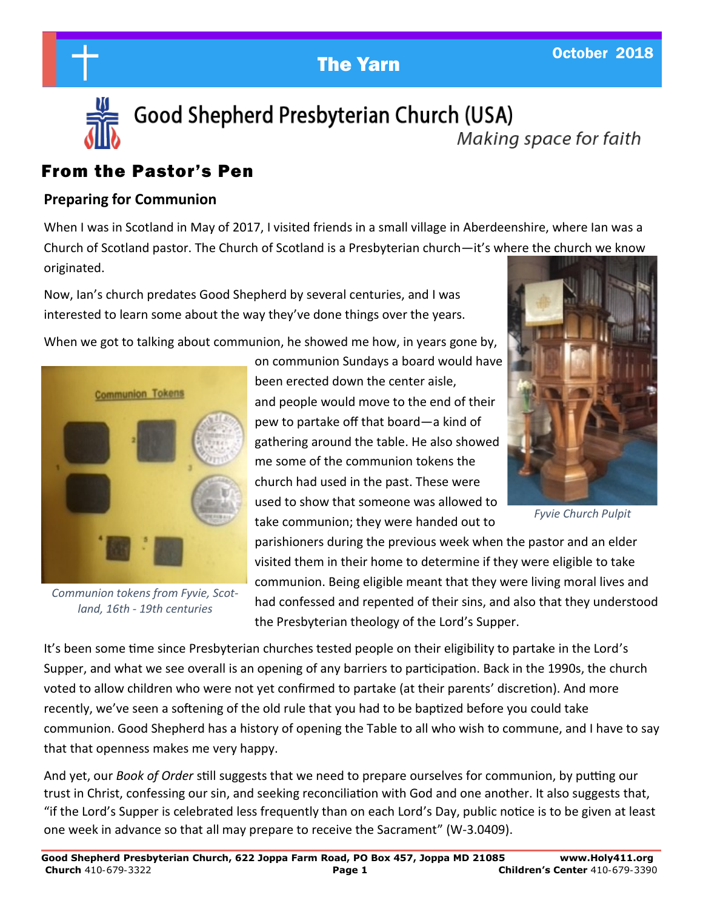# The Yarn

October 2018

## Good Shepherd Presbyterian Church (USA)

*Making space for faith*

## From the Pastor's Pen

### Preparing for Communion

When I was in Scotland in May of 2017, I visited friends in a small village in Aberdeenshire, where Ian was a Church of Scotland pastor. The Church of Scotland is a Presbyterian church—it's where the church we know originated.

Now, Ian's church predates Good Shepherd by several centuries, and I was interested to learn some about the way they've done things over the years.

When we got to talking about communion, he showed me how, in years gone by, on communion Sundays a board would have been erected down the center aisle, and people would move to the end of their pew to partake off that board—a kind of gathering around the table. He also showed me some of the communion tokens the church had used in the past. These were used to show that someone was allowed to take communion; they were handed out to parishioners during the previous week when the pastor and an elder visited them in their home to determine if they were eligible to take communion. Being eligible meant that they were living moral lives and had confessed and repented of their sins, and also that they understood the Presbyterian theology of the Lord's Supper.

*Communion tokens from Fyvie, Scotland, 16th - 19th centuries*

*Fyvie Church Pulpit*

It's been some time since Presbyterian churches tested people on their eligibility to partake in the Lord's Supper, and what we see overall is an opening of any barriers to participation. Back in the 1990s, the church voted to allow children who were not yet confirmed to partake (at their parents' discretion). And more recently, we've seen a softening of the old rule that you had to be baptized before you could take communion. Good Shepherd has a history of opening the Table to all who wish to commune, and I have to say that that openness makes me very happy.

And yet, our *Book of Order* still suggests that we need to prepare ourselves for communion, by putting our trust in Christ, confessing our sin, and seeking reconciliation with God and one another. It also suggests that, "if the Lord's Supper is celebrated less frequently than on each Lord's Day, public notice is to be given at least one week in advance so that all may prepare to receive the Sacrament" (W-3.0409).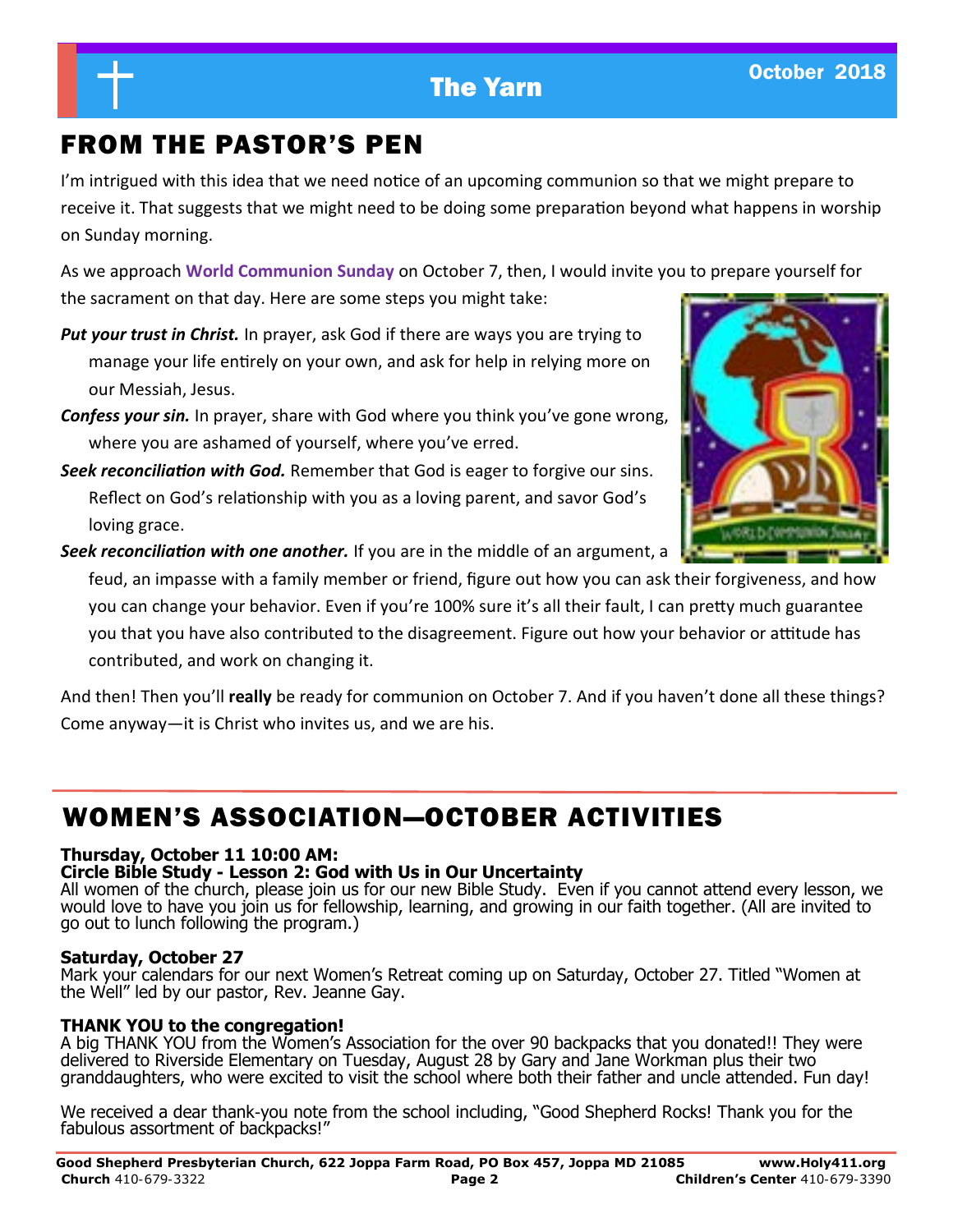## FROM THE PASTOR'S PEN

I'm intrigued with this idea that we need notice of an upcoming communion so that we might prepare to receive it. That suggests that we might need to be doing some preparation beyond what happens in worship on Sunday morning.

As we approach **World Communion Sunday** on October 7, then, I would invite you to prepare yourself for the sacrament on that day. Here are some steps you might take:

***Put your trust in Christ.*** In prayer, ask God if there are ways you are trying to manage your life entirely on your own, and ask for help in relying more on our Messiah, Jesus.

***Confess your sin.*** In prayer, share with God where you think you've gone wrong, where you are ashamed of yourself, where you've erred.

***Seek reconciliation with God.*** Remember that God is eager to forgive our sins. Reflect on God's relationship with you as a loving parent, and savor God's loving grace.

***Seek reconciliation with one another.*** If you are in the middle of an argument, a feud, an impasse with a family member or friend, figure out how you can ask their forgiveness, and how you can change your behavior. Even if you're 100% sure it's all their fault, I can pretty much guarantee you that you have also contributed to the disagreement. Figure out how your behavior or attitude has contributed, and work on changing it.

And then! Then you'll **really** be ready for communion on October 7. And if you haven't done all these things? Come anyway—it is Christ who invites us, and we are his.

## WOMEN'S ASSOCIATION—OCTOBER ACTIVITIES

**Thursday, October 11 10:00 AM:**
**Circle Bible Study - Lesson 2: God with Us in Our Uncertainty**
All women of the church, please join us for our new Bible Study. Even if you cannot attend every lesson, we would love to have you join us for fellowship, learning, and growing in our faith together. (All are invited to go out to lunch following the program.)

**Saturday, October 27**
Mark your calendars for our next Women's Retreat coming up on Saturday, October 27. Titled "Women at the Well" led by our pastor, Rev. Jeanne Gay.

**THANK YOU to the congregation!**
A big THANK YOU from the Women's Association for the over 90 backpacks that you donated!! They were delivered to Riverside Elementary on Tuesday, August 28 by Gary and Jane Workman plus their two granddaughters, who were excited to visit the school where both their father and uncle attended. Fun day!

We received a dear thank-you note from the school including, "Good Shepherd Rocks! Thank you for the fabulous assortment of backpacks!"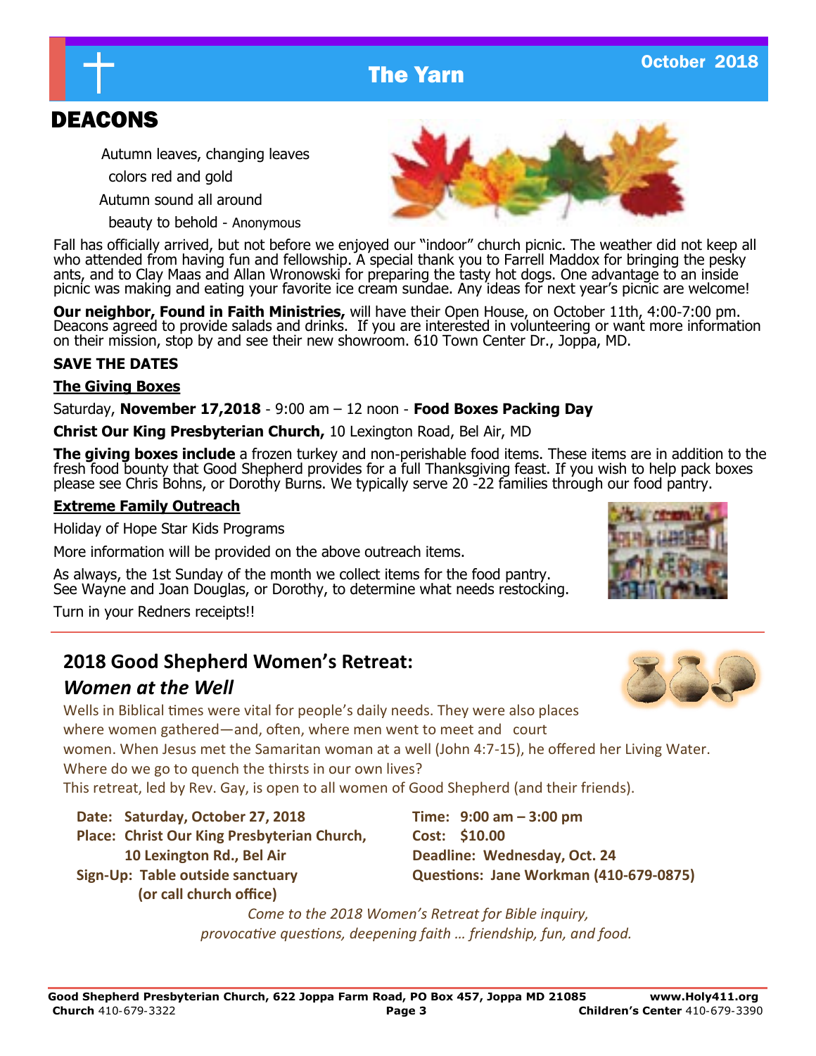# DEACONS

Autumn leaves, changing leaves
colors red and gold
Autumn sound all around
beauty to behold - Anonymous

Fall has officially arrived, but not before we enjoyed our "indoor" church picnic. The weather did not keep all who attended from having fun and fellowship. A special thank you to Farrell Maddox for bringing the pesky ants, and to Clay Maas and Allan Wronowski for preparing the tasty hot dogs. One advantage to an inside picnic was making and eating your favorite ice cream sundae. Any ideas for next year's picnic are welcome!

**Our neighbor, Found in Faith Ministries,** will have their Open House, on October 11th, 4:00-7:00 pm. Deacons agreed to provide salads and drinks. If you are interested in volunteering or want more information on their mission, stop by and see their new showroom. 610 Town Center Dr., Joppa, MD.

**SAVE THE DATES**

**The Giving Boxes**

Saturday, **November 17,2018** - 9:00 am – 12 noon - **Food Boxes Packing Day**

**Christ Our King Presbyterian Church,** 10 Lexington Road, Bel Air, MD

**The giving boxes include** a frozen turkey and non-perishable food items. These items are in addition to the fresh food bounty that Good Shepherd provides for a full Thanksgiving feast. If you wish to help pack boxes please see Chris Bohns, or Dorothy Burns. We typically serve 20 -22 families through our food pantry.

**Extreme Family Outreach**

Holiday of Hope Star Kids Programs

More information will be provided on the above outreach items.

As always, the 1st Sunday of the month we collect items for the food pantry. See Wayne and Joan Douglas, or Dorothy, to determine what needs restocking.

Turn in your Redners receipts!!

## 2018 Good Shepherd Women's Retreat:

## *Women at the Well*

Wells in Biblical times were vital for people's daily needs. They were also places where women gathered—and, often, where men went to meet and court women. When Jesus met the Samaritan woman at a well (John 4:7-15), he offered her Living Water. Where do we go to quench the thirsts in our own lives?
This retreat, led by Rev. Gay, is open to all women of Good Shepherd (and their friends).

**Date: Saturday, October 27, 2018**
**Place: Christ Our King Presbyterian Church, 10 Lexington Rd., Bel Air**
**Sign-Up: Table outside sanctuary (or call church office)**

**Time: 9:00 am – 3:00 pm**
**Cost: $10.00**
**Deadline: Wednesday, Oct. 24**
**Questions: Jane Workman (410-679-0875)**

*Come to the 2018 Women's Retreat for Bible inquiry, provocative questions, deepening faith … friendship, fun, and food.*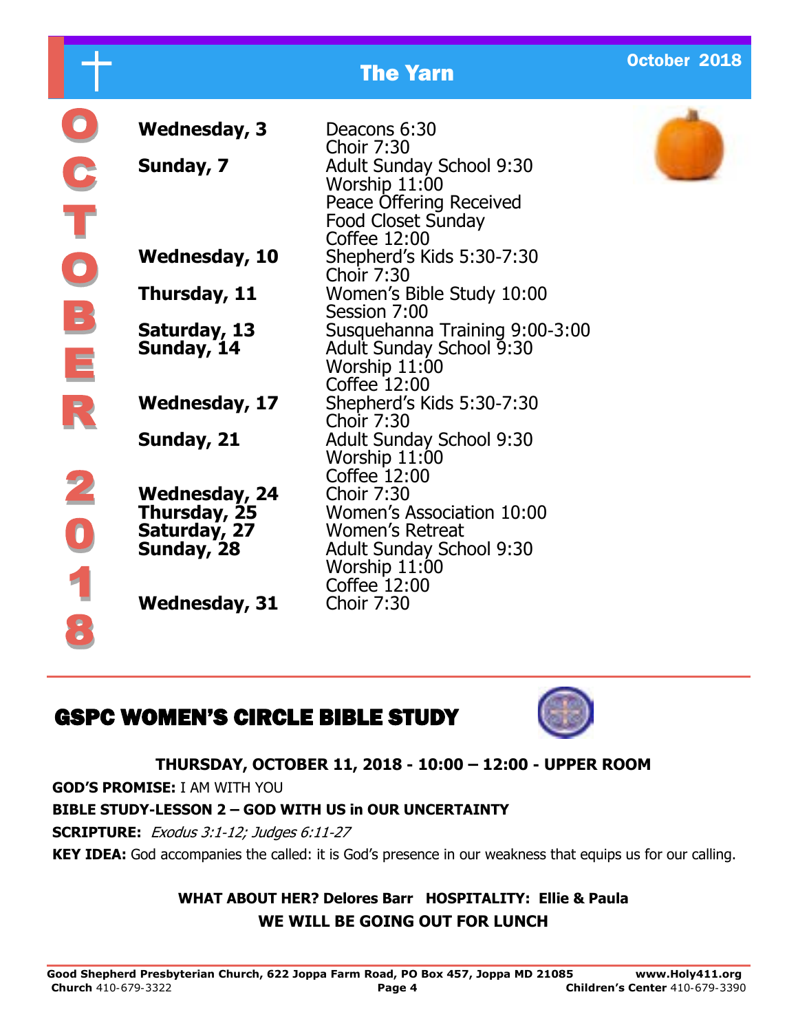# The Yarn

October 2018

## OCTOBER 2018

| | |
|---|---|
| **Wednesday, 3** | Deacons 6:30<br>Choir 7:30 |
| **Sunday, 7** | Adult Sunday School 9:30<br>Worship 11:00<br>Peace Offering Received<br>Food Closet Sunday<br>Coffee 12:00 |
| **Wednesday, 10** | Shepherd's Kids 5:30-7:30<br>Choir 7:30 |
| **Thursday, 11** | Women's Bible Study 10:00<br>Session 7:00 |
| **Saturday, 13** | Susquehanna Training 9:00-3:00 |
| **Sunday, 14** | Adult Sunday School 9:30<br>Worship 11:00<br>Coffee 12:00 |
| **Wednesday, 17** | Shepherd's Kids 5:30-7:30<br>Choir 7:30 |
| **Sunday, 21** | Adult Sunday School 9:30<br>Worship 11:00<br>Coffee 12:00 |
| **Wednesday, 24** | Choir 7:30 |
| **Thursday, 25** | Women's Association 10:00 |
| **Saturday, 27** | Women's Retreat |
| **Sunday, 28** | Adult Sunday School 9:30<br>Worship 11:00<br>Coffee 12:00 |
| **Wednesday, 31** | Choir 7:30 |

## GSPC WOMEN'S CIRCLE BIBLE STUDY

**THURSDAY, OCTOBER 11, 2018 - 10:00 – 12:00 - UPPER ROOM**

**GOD'S PROMISE:** I AM WITH YOU

**BIBLE STUDY-LESSON 2 – GOD WITH US in OUR UNCERTAINTY**

**SCRIPTURE:** *Exodus 3:1-12; Judges 6:11-27*

**KEY IDEA:** God accompanies the called: it is God's presence in our weakness that equips us for our calling.

**WHAT ABOUT HER? Delores Barr HOSPITALITY: Ellie & Paula**

**WE WILL BE GOING OUT FOR LUNCH**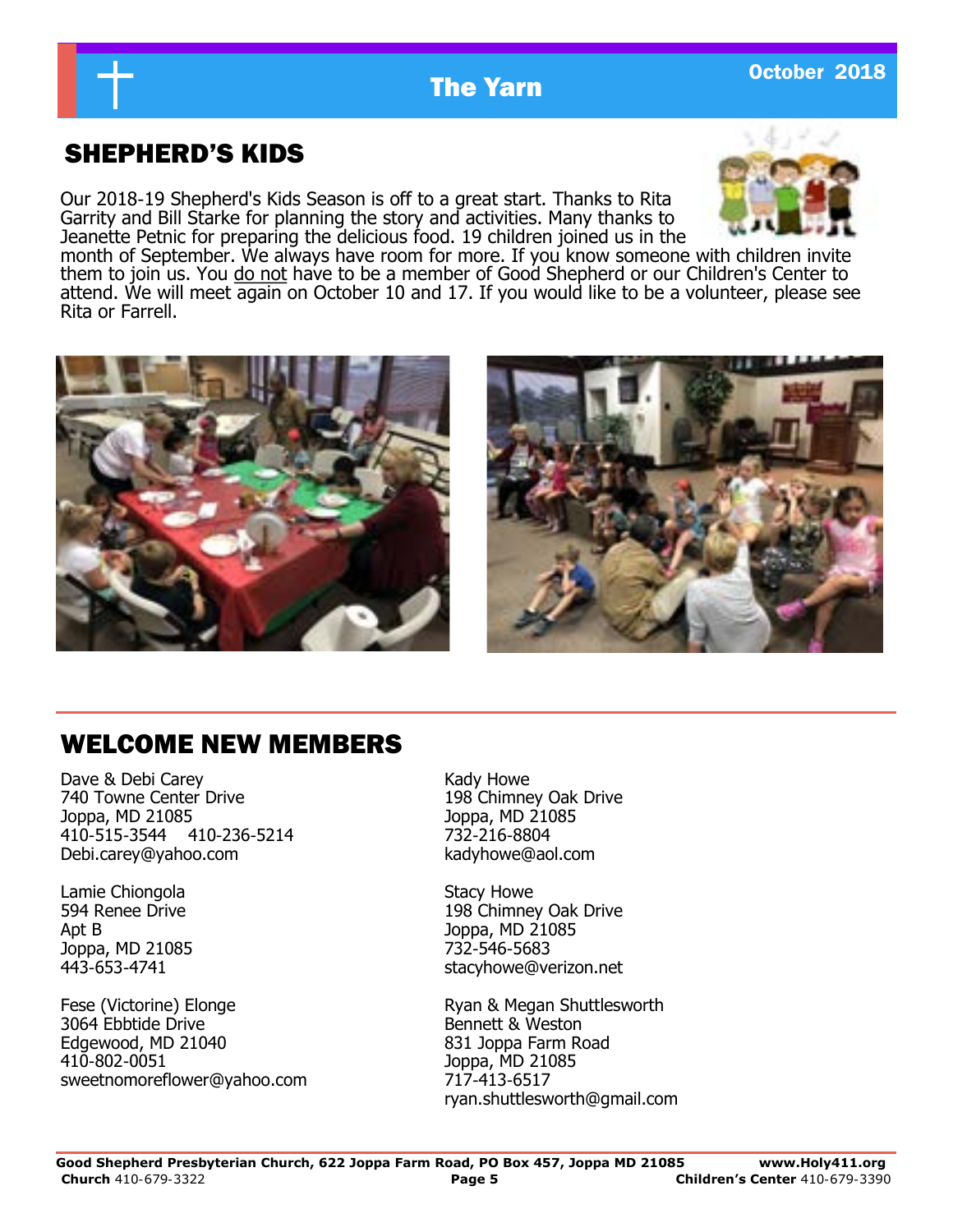## SHEPHERD'S KIDS

Our 2018-19 Shepherd's Kids Season is off to a great start. Thanks to Rita Garrity and Bill Starke for planning the story and activities. Many thanks to Jeanette Petnic for preparing the delicious food. 19 children joined us in the month of September. We always have room for more. If you know someone with children invite them to join us. You do not have to be a member of Good Shepherd or our Children's Center to attend. We will meet again on October 10 and 17. If you would like to be a volunteer, please see Rita or Farrell.

## WELCOME NEW MEMBERS

Dave & Debi Carey
740 Towne Center Drive
Joppa, MD 21085
410-515-3544    410-236-5214
Debi.carey@yahoo.com

Lamie Chiongola
594 Renee Drive
Apt B
Joppa, MD 21085
443-653-4741

Fese (Victorine) Elonge
3064 Ebbtide Drive
Edgewood, MD 21040
410-802-0051
sweetnomoreflower@yahoo.com

Kady Howe
198 Chimney Oak Drive
Joppa, MD 21085
732-216-8804
kadyhowe@aol.com

Stacy Howe
198 Chimney Oak Drive
Joppa, MD 21085
732-546-5683
stacyhowe@verizon.net

Ryan & Megan Shuttlesworth
Bennett & Weston
831 Joppa Farm Road
Joppa, MD 21085
717-413-6517
ryan.shuttlesworth@gmail.com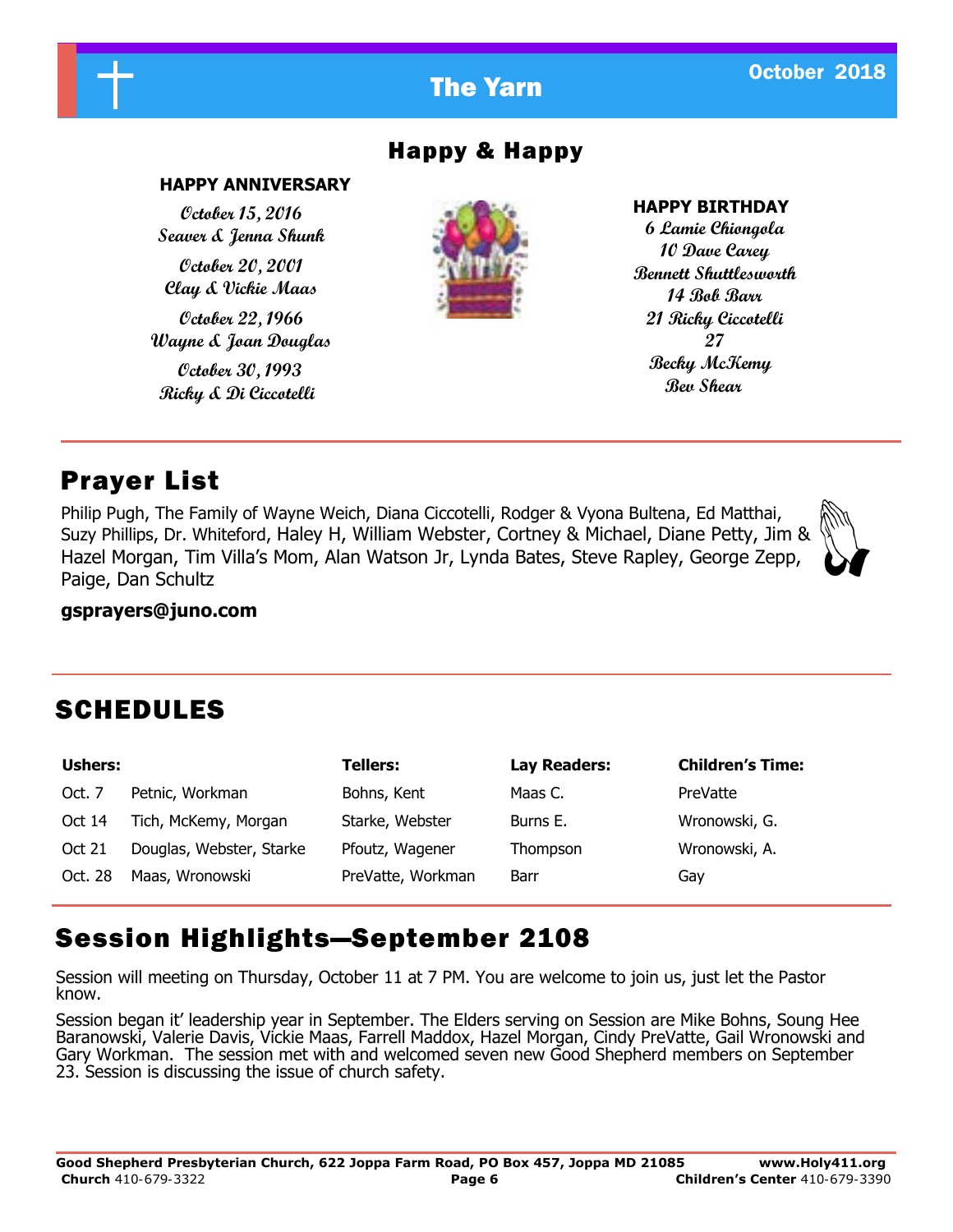## Happy & Happy

**HAPPY ANNIVERSARY**

*October 15, 2016*
*Seaver & Jenna Shunk*

*October 20, 2001*
*Clay & Vickie Maas*

*October 22, 1966*
*Wayne & Joan Douglas*

*October 30, 1993*
*Ricky & Di Ciccotelli*

**HAPPY BIRTHDAY**

*6 Lamie Chiongola*
*10 Dave Carey*
*Bennett Shuttlesworth*
*14 Bob Barr*
*21 Ricky Ciccotelli*
*27*
*Becky McKemy*
*Bev Shear*

## Prayer List

Philip Pugh, The Family of Wayne Weich, Diana Ciccotelli, Rodger & Vyona Bultena, Ed Matthai, Suzy Phillips, Dr. Whiteford, Haley H, William Webster, Cortney & Michael, Diane Petty, Jim & Hazel Morgan, Tim Villa's Mom, Alan Watson Jr, Lynda Bates, Steve Rapley, George Zepp, Paige, Dan Schultz

**gsprayers@juno.com**

## SCHEDULES

| Ushers: | | Tellers: | Lay Readers: | Children's Time: |
|---|---|---|---|---|
| Oct. 7 | Petnic, Workman | Bohns, Kent | Maas C. | PreVatte |
| Oct 14 | Tich, McKemy, Morgan | Starke, Webster | Burns E. | Wronowski, G. |
| Oct 21 | Douglas, Webster, Starke | Pfoutz, Wagener | Thompson | Wronowski, A. |
| Oct. 28 | Maas, Wronowski | PreVatte, Workman | Barr | Gay |

## Session Highlights—September 2108

Session will meeting on Thursday, October 11 at 7 PM. You are welcome to join us, just let the Pastor know.

Session began it' leadership year in September. The Elders serving on Session are Mike Bohns, Soung Hee Baranowski, Valerie Davis, Vickie Maas, Farrell Maddox, Hazel Morgan, Cindy PreVatte, Gail Wronowski and Gary Workman. The session met with and welcomed seven new Good Shepherd members on September 23. Session is discussing the issue of church safety.